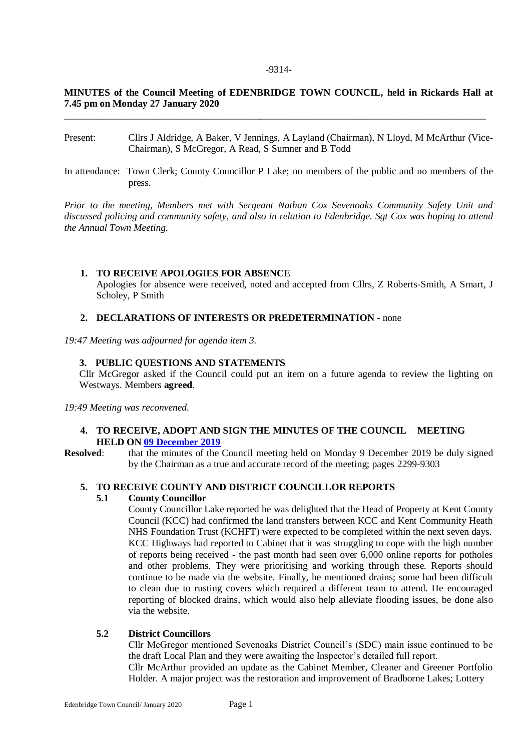-9314-

**MINUTES of the Council Meeting of EDENBRIDGE TOWN COUNCIL, held in Rickards Hall at 7.45 pm on Monday 27 January 2020**

---

Present: Cllrs J Aldridge, A Baker, V Jennings, A Layland (Chairman), N Lloyd, M McArthur (Vice-Chairman), S McGregor, A Read, S Sumner and B Todd

In attendance: Town Clerk; County Councillor P Lake; no members of the public and no members of the press.

*Prior to the meeting, Members met with Sergeant Nathan Cox Sevenoaks Community Safety Unit and discussed policing and community safety, and also in relation to Edenbridge. Sgt Cox was hoping to attend the Annual Town Meeting.*

1. **TO RECEIVE APOLOGIES FOR ABSENCE**
   Apologies for absence were received, noted and accepted from Cllrs, Z Roberts-Smith, A Smart, J Scholey, P Smith

2. **DECLARATIONS OF INTERESTS OR PREDETERMINATION** - none

*19:47 Meeting was adjourned for agenda item 3.*

3. **PUBLIC QUESTIONS AND STATEMENTS**
   Cllr McGregor asked if the Council could put an item on a future agenda to review the lighting on Westways. Members **agreed**.

*19:49 Meeting was reconvened.*

4. **TO RECEIVE, ADOPT AND SIGN THE MINUTES OF THE COUNCIL MEETING HELD ON 09 December 2019**

**Resolved**: that the minutes of the Council meeting held on Monday 9 December 2019 be duly signed by the Chairman as a true and accurate record of the meeting; pages 2299-9303

5. **TO RECEIVE COUNTY AND DISTRICT COUNCILLOR REPORTS**

   **5.1 County Councillor**

   County Councillor Lake reported he was delighted that the Head of Property at Kent County Council (KCC) had confirmed the land transfers between KCC and Kent Community Heath NHS Foundation Trust (KCHFT) were expected to be completed within the next seven days. KCC Highways had reported to Cabinet that it was struggling to cope with the high number of reports being received - the past month had seen over 6,000 online reports for potholes and other problems. They were prioritising and working through these. Reports should continue to be made via the website. Finally, he mentioned drains; some had been difficult to clean due to rusting covers which required a different team to attend. He encouraged reporting of blocked drains, which would also help alleviate flooding issues, be done also via the website.

   **5.2 District Councillors**

   Cllr McGregor mentioned Sevenoaks District Council's (SDC) main issue continued to be the draft Local Plan and they were awaiting the Inspector's detailed full report.
   Cllr McArthur provided an update as the Cabinet Member, Cleaner and Greener Portfolio Holder. A major project was the restoration and improvement of Bradborne Lakes; Lottery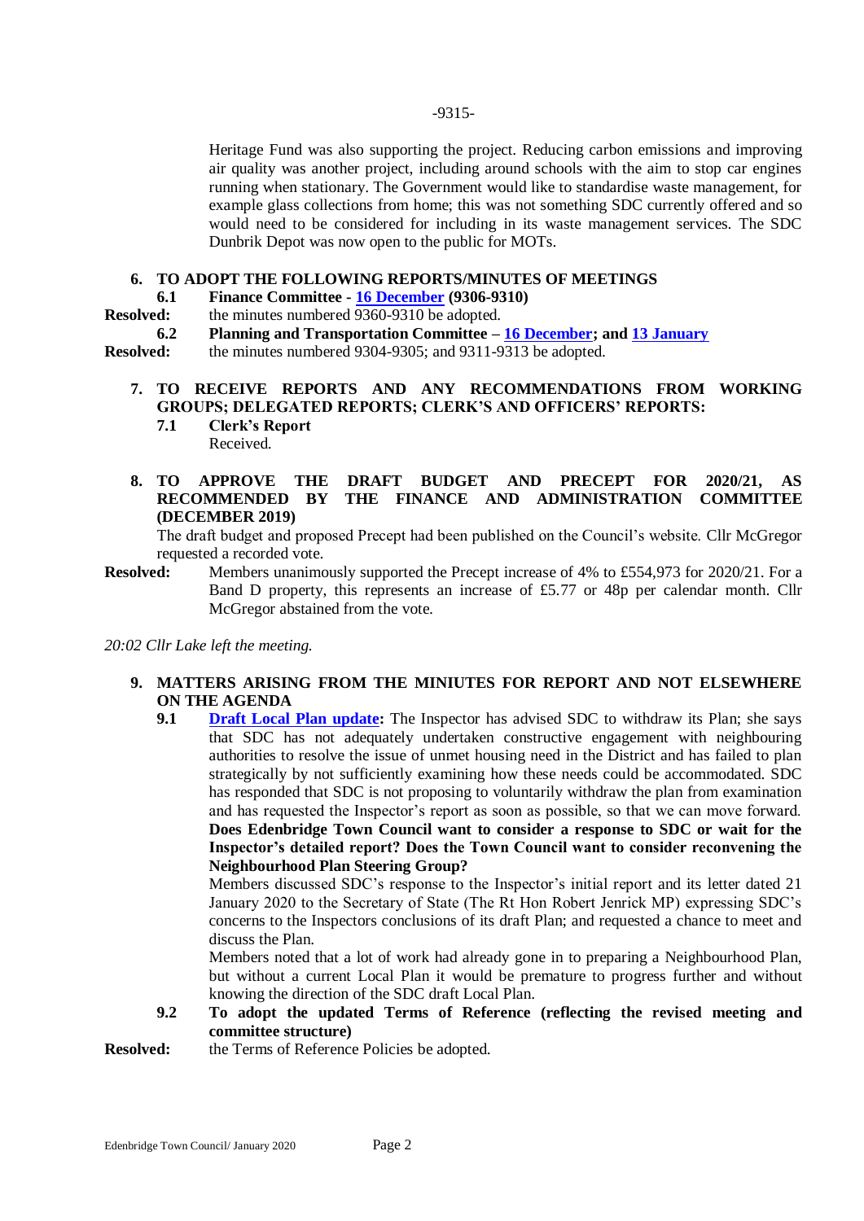-9315-

Heritage Fund was also supporting the project. Reducing carbon emissions and improving air quality was another project, including around schools with the aim to stop car engines running when stationary. The Government would like to standardise waste management, for example glass collections from home; this was not something SDC currently offered and so would need to be considered for including in its waste management services. The SDC Dunbrik Depot was now open to the public for MOTs.

**6. TO ADOPT THE FOLLOWING REPORTS/MINUTES OF MEETINGS**

**6.1 Finance Committee - 16 December (9306-9310)**

**Resolved:** the minutes numbered 9360-9310 be adopted.

**6.2 Planning and Transportation Committee – 16 December; and 13 January**

**Resolved:** the minutes numbered 9304-9305; and 9311-9313 be adopted.

**7. TO RECEIVE REPORTS AND ANY RECOMMENDATIONS FROM WORKING GROUPS; DELEGATED REPORTS; CLERK'S AND OFFICERS' REPORTS:**

**7.1 Clerk's Report**

Received.

**8. TO APPROVE THE DRAFT BUDGET AND PRECEPT FOR 2020/21, AS RECOMMENDED BY THE FINANCE AND ADMINISTRATION COMMITTEE (DECEMBER 2019)**

The draft budget and proposed Precept had been published on the Council's website. Cllr McGregor requested a recorded vote.

**Resolved:** Members unanimously supported the Precept increase of 4% to £554,973 for 2020/21. For a Band D property, this represents an increase of £5.77 or 48p per calendar month. Cllr McGregor abstained from the vote.

*20:02 Cllr Lake left the meeting.*

**9. MATTERS ARISING FROM THE MINIUTES FOR REPORT AND NOT ELSEWHERE ON THE AGENDA**

**9.1 Draft Local Plan update:** The Inspector has advised SDC to withdraw its Plan; she says that SDC has not adequately undertaken constructive engagement with neighbouring authorities to resolve the issue of unmet housing need in the District and has failed to plan strategically by not sufficiently examining how these needs could be accommodated. SDC has responded that SDC is not proposing to voluntarily withdraw the plan from examination and has requested the Inspector's report as soon as possible, so that we can move forward. **Does Edenbridge Town Council want to consider a response to SDC or wait for the Inspector's detailed report? Does the Town Council want to consider reconvening the Neighbourhood Plan Steering Group?**

Members discussed SDC's response to the Inspector's initial report and its letter dated 21 January 2020 to the Secretary of State (The Rt Hon Robert Jenrick MP) expressing SDC's concerns to the Inspectors conclusions of its draft Plan; and requested a chance to meet and discuss the Plan.

Members noted that a lot of work had already gone in to preparing a Neighbourhood Plan, but without a current Local Plan it would be premature to progress further and without knowing the direction of the SDC draft Local Plan.

**9.2 To adopt the updated Terms of Reference (reflecting the revised meeting and committee structure)**

**Resolved:** the Terms of Reference Policies be adopted.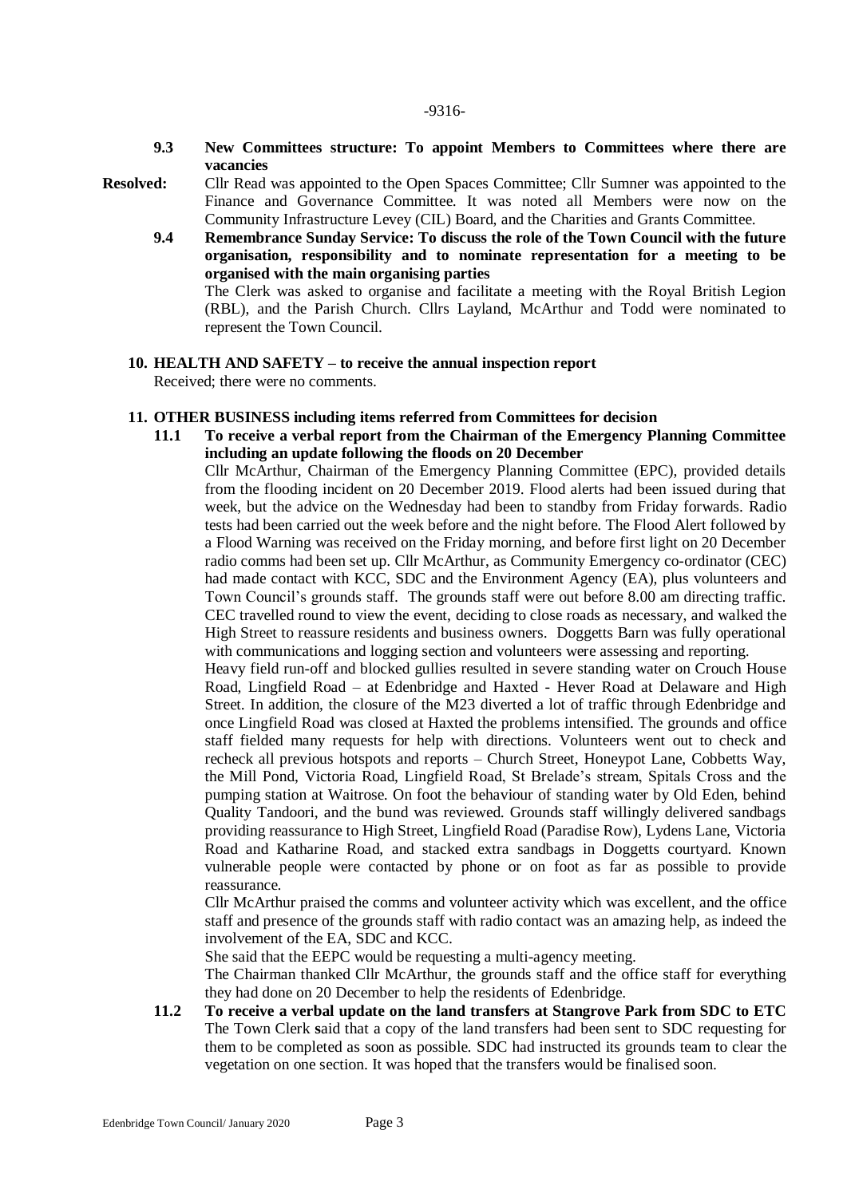-9316-

**9.3 New Committees structure: To appoint Members to Committees where there are vacancies**

**Resolved:** Cllr Read was appointed to the Open Spaces Committee; Cllr Sumner was appointed to the Finance and Governance Committee. It was noted all Members were now on the Community Infrastructure Levey (CIL) Board, and the Charities and Grants Committee.

**9.4 Remembrance Sunday Service: To discuss the role of the Town Council with the future organisation, responsibility and to nominate representation for a meeting to be organised with the main organising parties**

The Clerk was asked to organise and facilitate a meeting with the Royal British Legion (RBL), and the Parish Church. Cllrs Layland, McArthur and Todd were nominated to represent the Town Council.

**10. HEALTH AND SAFETY – to receive the annual inspection report**

Received; there were no comments.

**11. OTHER BUSINESS including items referred from Committees for decision**

**11.1 To receive a verbal report from the Chairman of the Emergency Planning Committee including an update following the floods on 20 December**

Cllr McArthur, Chairman of the Emergency Planning Committee (EPC), provided details from the flooding incident on 20 December 2019. Flood alerts had been issued during that week, but the advice on the Wednesday had been to standby from Friday forwards. Radio tests had been carried out the week before and the night before. The Flood Alert followed by a Flood Warning was received on the Friday morning, and before first light on 20 December radio comms had been set up. Cllr McArthur, as Community Emergency co-ordinator (CEC) had made contact with KCC, SDC and the Environment Agency (EA), plus volunteers and Town Council's grounds staff. The grounds staff were out before 8.00 am directing traffic. CEC travelled round to view the event, deciding to close roads as necessary, and walked the High Street to reassure residents and business owners. Doggetts Barn was fully operational with communications and logging section and volunteers were assessing and reporting.

Heavy field run-off and blocked gullies resulted in severe standing water on Crouch House Road, Lingfield Road – at Edenbridge and Haxted - Hever Road at Delaware and High Street. In addition, the closure of the M23 diverted a lot of traffic through Edenbridge and once Lingfield Road was closed at Haxted the problems intensified. The grounds and office staff fielded many requests for help with directions. Volunteers went out to check and recheck all previous hotspots and reports – Church Street, Honeypot Lane, Cobbetts Way, the Mill Pond, Victoria Road, Lingfield Road, St Brelade's stream, Spitals Cross and the pumping station at Waitrose. On foot the behaviour of standing water by Old Eden, behind Quality Tandoori, and the bund was reviewed. Grounds staff willingly delivered sandbags providing reassurance to High Street, Lingfield Road (Paradise Row), Lydens Lane, Victoria Road and Katharine Road, and stacked extra sandbags in Doggetts courtyard. Known vulnerable people were contacted by phone or on foot as far as possible to provide reassurance.

Cllr McArthur praised the comms and volunteer activity which was excellent, and the office staff and presence of the grounds staff with radio contact was an amazing help, as indeed the involvement of the EA, SDC and KCC.

She said that the EEPC would be requesting a multi-agency meeting.

The Chairman thanked Cllr McArthur, the grounds staff and the office staff for everything they had done on 20 December to help the residents of Edenbridge.

**11.2 To receive a verbal update on the land transfers at Stangrove Park from SDC to ETC**

The Town Clerk said that a copy of the land transfers had been sent to SDC requesting for them to be completed as soon as possible. SDC had instructed its grounds team to clear the vegetation on one section. It was hoped that the transfers would be finalised soon.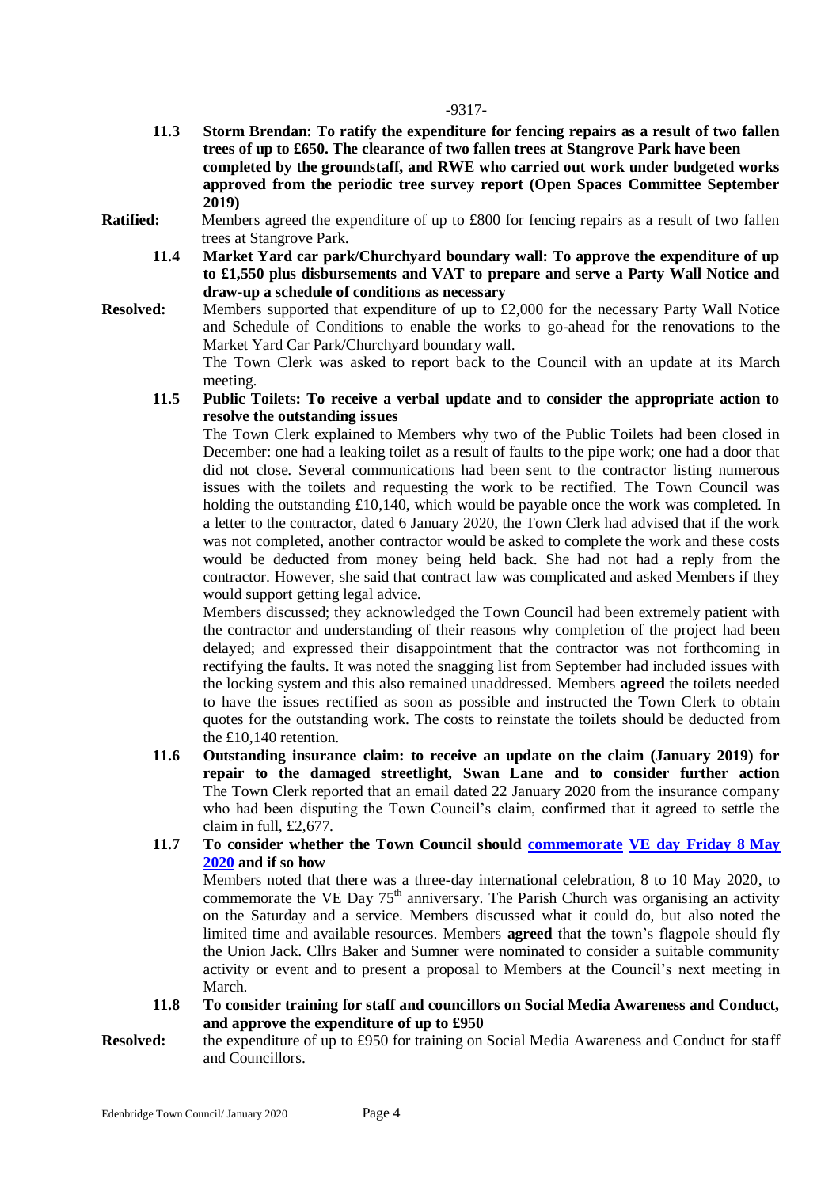-9317-

**11.3 Storm Brendan: To ratify the expenditure for fencing repairs as a result of two fallen trees of up to £650. The clearance of two fallen trees at Stangrove Park have been completed by the groundstaff, and RWE who carried out work under budgeted works approved from the periodic tree survey report (Open Spaces Committee September 2019)**

**Ratified:** Members agreed the expenditure of up to £800 for fencing repairs as a result of two fallen trees at Stangrove Park.

**11.4 Market Yard car park/Churchyard boundary wall: To approve the expenditure of up to £1,550 plus disbursements and VAT to prepare and serve a Party Wall Notice and draw-up a schedule of conditions as necessary**

**Resolved:** Members supported that expenditure of up to £2,000 for the necessary Party Wall Notice and Schedule of Conditions to enable the works to go-ahead for the renovations to the Market Yard Car Park/Churchyard boundary wall.

The Town Clerk was asked to report back to the Council with an update at its March meeting.

**11.5 Public Toilets: To receive a verbal update and to consider the appropriate action to resolve the outstanding issues**

The Town Clerk explained to Members why two of the Public Toilets had been closed in December: one had a leaking toilet as a result of faults to the pipe work; one had a door that did not close. Several communications had been sent to the contractor listing numerous issues with the toilets and requesting the work to be rectified. The Town Council was holding the outstanding £10,140, which would be payable once the work was completed. In a letter to the contractor, dated 6 January 2020, the Town Clerk had advised that if the work was not completed, another contractor would be asked to complete the work and these costs would be deducted from money being held back. She had not had a reply from the contractor. However, she said that contract law was complicated and asked Members if they would support getting legal advice.

Members discussed; they acknowledged the Town Council had been extremely patient with the contractor and understanding of their reasons why completion of the project had been delayed; and expressed their disappointment that the contractor was not forthcoming in rectifying the faults. It was noted the snagging list from September had included issues with the locking system and this also remained unaddressed. Members **agreed** the toilets needed to have the issues rectified as soon as possible and instructed the Town Clerk to obtain quotes for the outstanding work. The costs to reinstate the toilets should be deducted from the £10,140 retention.

**11.6 Outstanding insurance claim: to receive an update on the claim (January 2019) for repair to the damaged streetlight, Swan Lane and to consider further action**

The Town Clerk reported that an email dated 22 January 2020 from the insurance company who had been disputing the Town Council's claim, confirmed that it agreed to settle the claim in full, £2,677.

**11.7 To consider whether the Town Council should commemorate VE day Friday 8 May 2020 and if so how**

Members noted that there was a three-day international celebration, 8 to 10 May 2020, to commemorate the VE Day 75th anniversary. The Parish Church was organising an activity on the Saturday and a service. Members discussed what it could do, but also noted the limited time and available resources. Members **agreed** that the town's flagpole should fly the Union Jack. Cllrs Baker and Sumner were nominated to consider a suitable community activity or event and to present a proposal to Members at the Council's next meeting in March.

**11.8 To consider training for staff and councillors on Social Media Awareness and Conduct, and approve the expenditure of up to £950**

**Resolved:** the expenditure of up to £950 for training on Social Media Awareness and Conduct for staff and Councillors.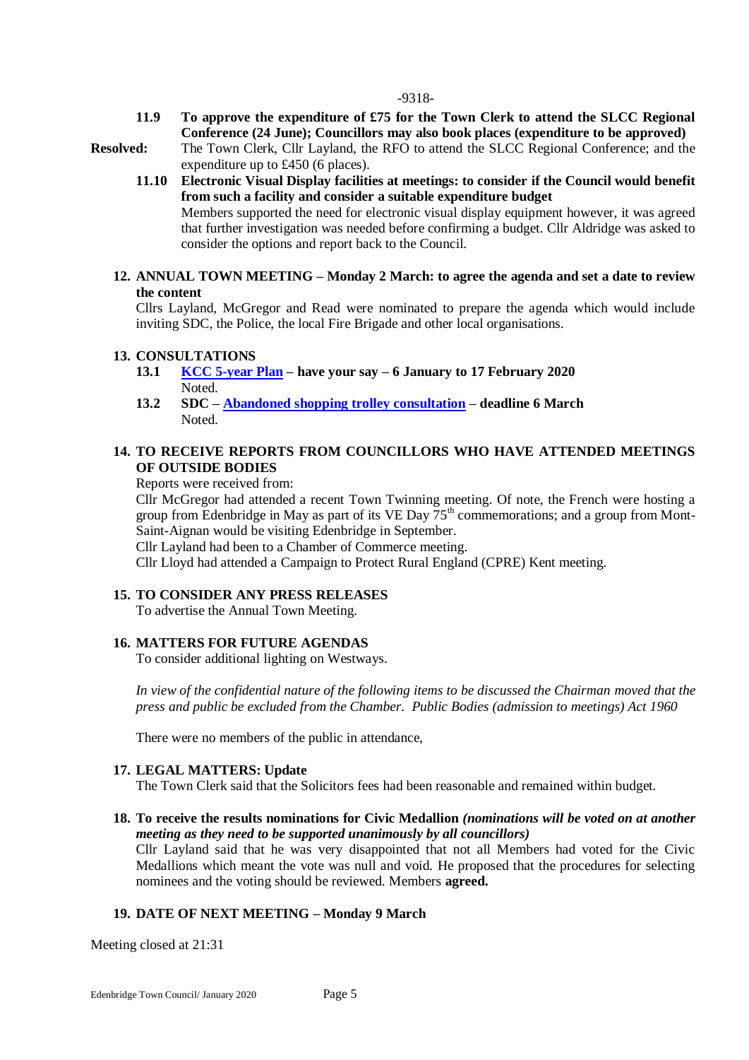**11.9 To approve the expenditure of £75 for the Town Clerk to attend the SLCC Regional Conference (24 June); Councillors may also book places (expenditure to be approved)**

**Resolved:** The Town Clerk, Cllr Layland, the RFO to attend the SLCC Regional Conference; and the expenditure up to £450 (6 places).

**11.10 Electronic Visual Display facilities at meetings: to consider if the Council would benefit from such a facility and consider a suitable expenditure budget**

Members supported the need for electronic visual display equipment however, it was agreed that further investigation was needed before confirming a budget. Cllr Aldridge was asked to consider the options and report back to the Council.

## 12. ANNUAL TOWN MEETING – Monday 2 March: to agree the agenda and set a date to review the content

Cllrs Layland, McGregor and Read were nominated to prepare the agenda which would include inviting SDC, the Police, the local Fire Brigade and other local organisations.

## 13. CONSULTATIONS

**13.1 KCC 5-year Plan – have your say – 6 January to 17 February 2020**

Noted.

**13.2 SDC – Abandoned shopping trolley consultation – deadline 6 March**

Noted.

## 14. TO RECEIVE REPORTS FROM COUNCILLORS WHO HAVE ATTENDED MEETINGS OF OUTSIDE BODIES

Reports were received from:

Cllr McGregor had attended a recent Town Twinning meeting. Of note, the French were hosting a group from Edenbridge in May as part of its VE Day 75th commemorations; and a group from Mont-Saint-Aignan would be visiting Edenbridge in September.

Cllr Layland had been to a Chamber of Commerce meeting.

Cllr Lloyd had attended a Campaign to Protect Rural England (CPRE) Kent meeting.

## 15. TO CONSIDER ANY PRESS RELEASES

To advertise the Annual Town Meeting.

## 16. MATTERS FOR FUTURE AGENDAS

To consider additional lighting on Westways.

*In view of the confidential nature of the following items to be discussed the Chairman moved that the press and public be excluded from the Chamber. Public Bodies (admission to meetings) Act 1960*

There were no members of the public in attendance,

## 17. LEGAL MATTERS: Update

The Town Clerk said that the Solicitors fees had been reasonable and remained within budget.

## 18. To receive the results nominations for Civic Medallion *(nominations will be voted on at another meeting as they need to be supported unanimously by all councillors)*

Cllr Layland said that he was very disappointed that not all Members had voted for the Civic Medallions which meant the vote was null and void. He proposed that the procedures for selecting nominees and the voting should be reviewed. Members **agreed.**

## 19. DATE OF NEXT MEETING – Monday 9 March

Meeting closed at 21:31